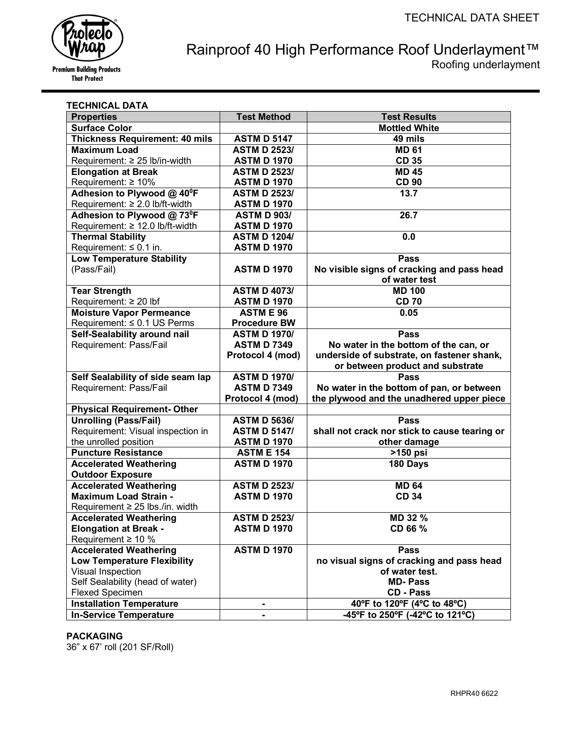TECHNICAL DATA SHEET

Premium Building Products That Protect

# Rainproof 40 High Performance Roof Underlayment™

Roofing underlayment

## TECHNICAL DATA

| Properties | Test Method | Test Results |
|---|---|---|
| **Surface Color** | | **Mottled White** |
| **Thickness Requirement: 40 mils** | **ASTM D 5147** | **49 mils** |
| **Maximum Load**<br>Requirement: ≥ 25 lb/in-width | **ASTM D 2523/ ASTM D 1970** | **MD 61**<br>**CD 35** |
| **Elongation at Break**<br>Requirement: ≥ 10% | **ASTM D 2523/ ASTM D 1970** | **MD 45**<br>**CD 90** |
| **Adhesion to Plywood @ $40^0$F**<br>Requirement: ≥ 2.0 lb/ft-width | **ASTM D 2523/ ASTM D 1970** | **13.7** |
| **Adhesion to Plywood @ $73^0$F**<br>Requirement: ≥ 12.0 lb/ft-width | **ASTM D 903/ ASTM D 1970** | **26.7** |
| **Thermal Stability**<br>Requirement: ≤ 0.1 in. | **ASTM D 1204/ ASTM D 1970** | **0.0** |
| **Low Temperature Stability**<br>(Pass/Fail) | **ASTM D 1970** | **Pass**<br>**No visible signs of cracking and pass head of water test** |
| **Tear Strength**<br>Requirement: ≥ 20 lbf | **ASTM D 4073/ ASTM D 1970** | **MD 100**<br>**CD 70** |
| **Moisture Vapor Permeance**<br>Requirement: ≤ 0.1 US Perms | **ASTM E 96 Procedure BW** | **0.05** |
| **Self-Sealability around nail**<br>Requirement: Pass/Fail | **ASTM D 1970/ ASTM D 7349 Protocol 4 (mod)** | **Pass**<br>**No water in the bottom of the can, or underside of substrate, on fastener shank, or between product and substrate** |
| **Self Sealability of side seam lap**<br>Requirement: Pass/Fail | **ASTM D 1970/ ASTM D 7349 Protocol 4 (mod)** | **Pass**<br>**No water in the bottom of pan, or between the plywood and the unadhered upper piece** |
| **Physical Requirement- Other** | | |
| **Unrolling (Pass/Fail)**<br>Requirement: Visual inspection in the unrolled position | **ASTM D 5636/ ASTM D 5147/ ASTM D 1970** | **Pass**<br>**shall not crack nor stick to cause tearing or other damage** |
| **Puncture Resistance** | **ASTM E 154** | **>150 psi** |
| **Accelerated Weathering Outdoor Exposure** | **ASTM D 1970** | **180 Days** |
| **Accelerated Weathering Maximum Load Strain -**<br>Requirement ≥ 25 lbs./in. width | **ASTM D 2523/ ASTM D 1970** | **MD 64**<br>**CD 34** |
| **Accelerated Weathering Elongation at Break -**<br>Requirement ≥ 10 % | **ASTM D 2523/ ASTM D 1970** | **MD 32 %**<br>**CD 66 %** |
| **Accelerated Weathering Low Temperature Flexibility**<br>Visual Inspection<br>Self Sealability (head of water)<br>Flexed Specimen | **ASTM D 1970** | **Pass**<br>**no visual signs of cracking and pass head of water test.**<br>**MD- Pass**<br>**CD - Pass** |
| **Installation Temperature** | **-** | **40ºF to 120ºF (4ºC to 48ºC)** |
| **In-Service Temperature** | **-** | **-45ºF to 250ºF (-42ºC to 121ºC)** |

## PACKAGING

36" x 67' roll (201 SF/Roll)

RHPR40 6622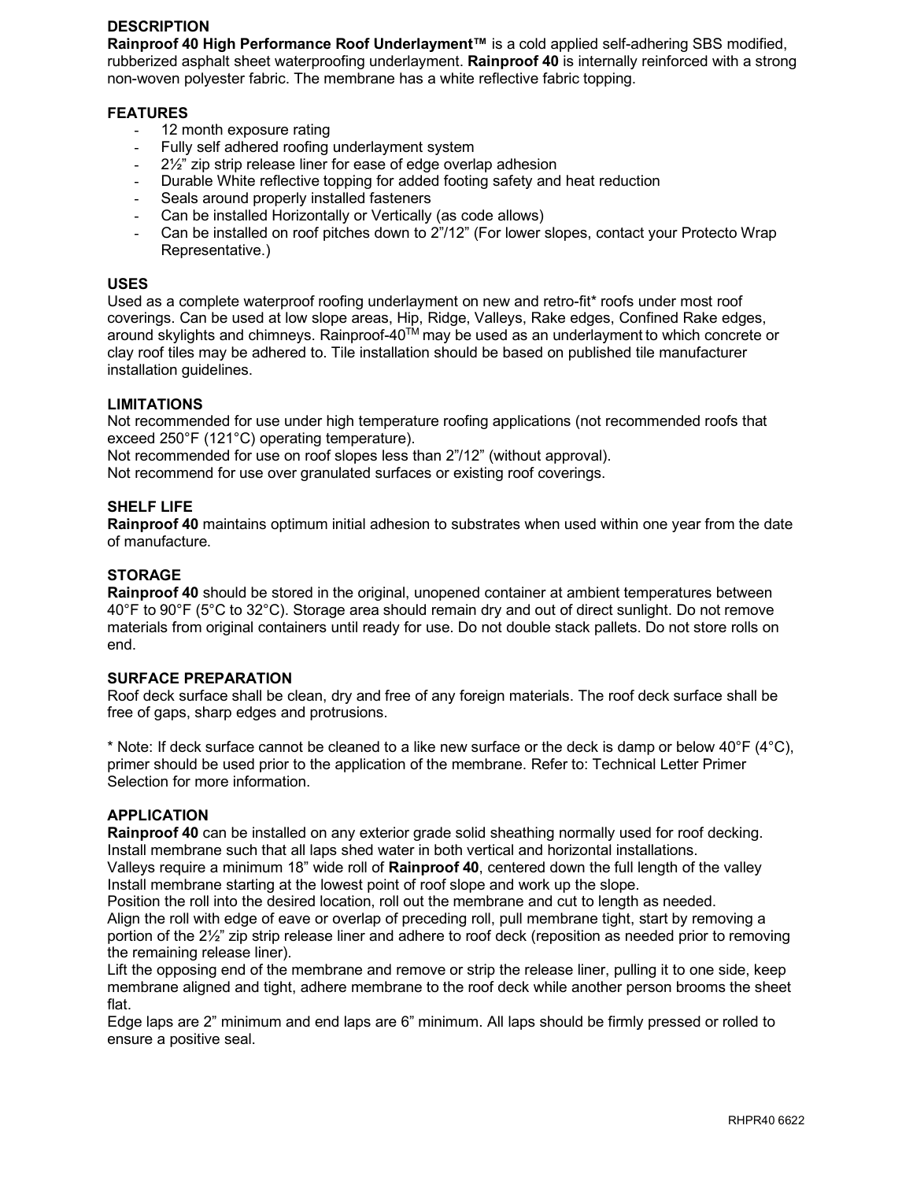## DESCRIPTION

**Rainproof 40 High Performance Roof Underlayment™** is a cold applied self-adhering SBS modified, rubberized asphalt sheet waterproofing underlayment. **Rainproof 40** is internally reinforced with a strong non-woven polyester fabric. The membrane has a white reflective fabric topping.

## FEATURES

- 12 month exposure rating
- Fully self adhered roofing underlayment system
- 2½" zip strip release liner for ease of edge overlap adhesion
- Durable White reflective topping for added footing safety and heat reduction
- Seals around properly installed fasteners
- Can be installed Horizontally or Vertically (as code allows)
- Can be installed on roof pitches down to 2"/12" (For lower slopes, contact your Protecto Wrap Representative.)

## USES

Used as a complete waterproof roofing underlayment on new and retro-fit* roofs under most roof coverings. Can be used at low slope areas, Hip, Ridge, Valleys, Rake edges, Confined Rake edges, around skylights and chimneys. Rainproof-40™ may be used as an underlayment to which concrete or clay roof tiles may be adhered to. Tile installation should be based on published tile manufacturer installation guidelines.

## LIMITATIONS

Not recommended for use under high temperature roofing applications (not recommended roofs that exceed 250°F (121°C) operating temperature).
Not recommended for use on roof slopes less than 2"/12" (without approval).
Not recommend for use over granulated surfaces or existing roof coverings.

## SHELF LIFE

**Rainproof 40** maintains optimum initial adhesion to substrates when used within one year from the date of manufacture.

## STORAGE

**Rainproof 40** should be stored in the original, unopened container at ambient temperatures between 40°F to 90°F (5°C to 32°C). Storage area should remain dry and out of direct sunlight. Do not remove materials from original containers until ready for use. Do not double stack pallets. Do not store rolls on end.

## SURFACE PREPARATION

Roof deck surface shall be clean, dry and free of any foreign materials. The roof deck surface shall be free of gaps, sharp edges and protrusions.

* Note: If deck surface cannot be cleaned to a like new surface or the deck is damp or below 40°F (4°C), primer should be used prior to the application of the membrane. Refer to: Technical Letter Primer Selection for more information.

## APPLICATION

**Rainproof 40** can be installed on any exterior grade solid sheathing normally used for roof decking.
Install membrane such that all laps shed water in both vertical and horizontal installations.
Valleys require a minimum 18" wide roll of **Rainproof 40**, centered down the full length of the valley
Install membrane starting at the lowest point of roof slope and work up the slope.
Position the roll into the desired location, roll out the membrane and cut to length as needed.
Align the roll with edge of eave or overlap of preceding roll, pull membrane tight, start by removing a portion of the 2½" zip strip release liner and adhere to roof deck (reposition as needed prior to removing the remaining release liner).
Lift the opposing end of the membrane and remove or strip the release liner, pulling it to one side, keep membrane aligned and tight, adhere membrane to the roof deck while another person brooms the sheet flat.
Edge laps are 2" minimum and end laps are 6" minimum. All laps should be firmly pressed or rolled to ensure a positive seal.

RHPR40 6622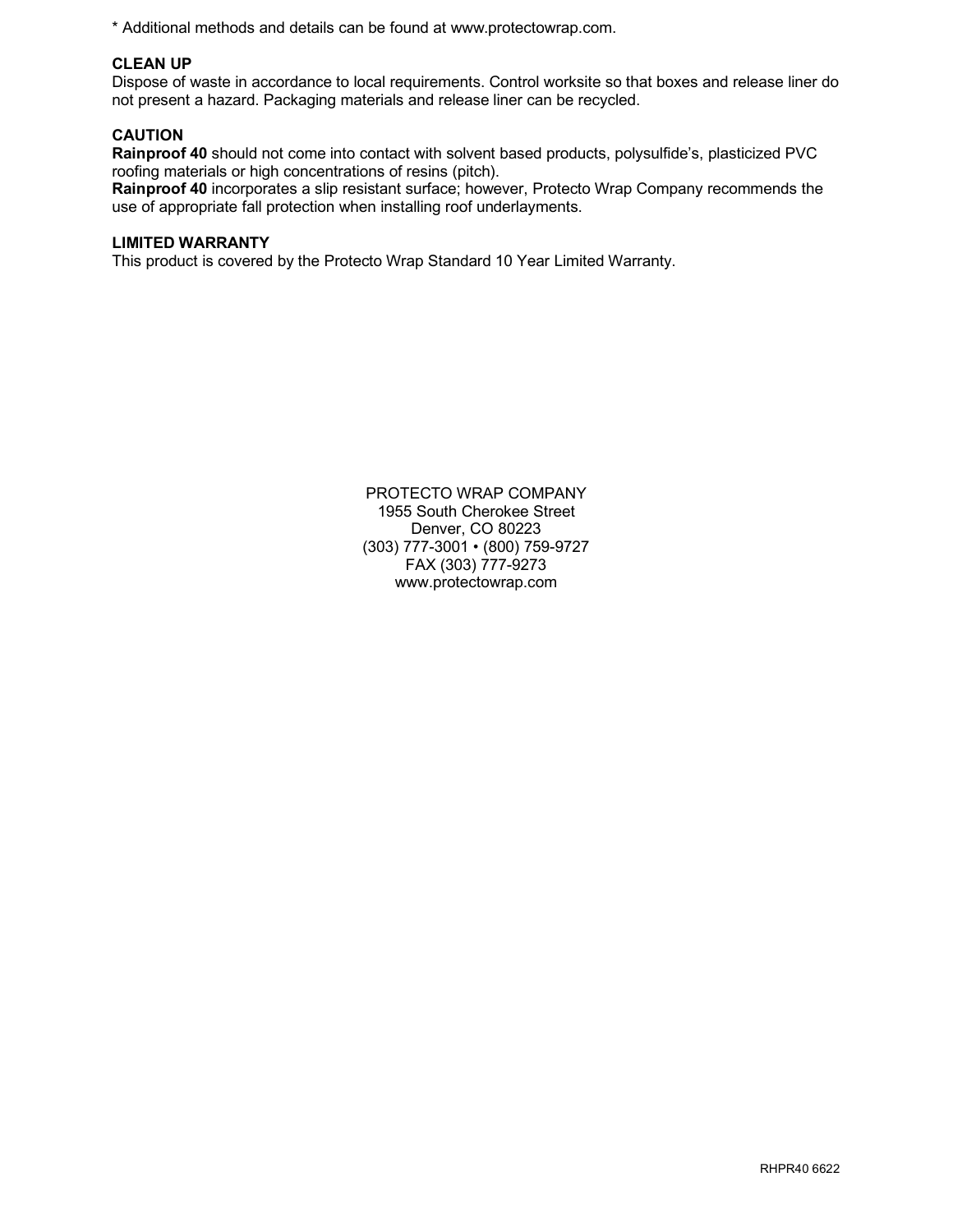* Additional methods and details can be found at www.protectowrap.com.

**CLEAN UP**

Dispose of waste in accordance to local requirements. Control worksite so that boxes and release liner do not present a hazard. Packaging materials and release liner can be recycled.

**CAUTION**

**Rainproof 40** should not come into contact with solvent based products, polysulfide's, plasticized PVC roofing materials or high concentrations of resins (pitch).

**Rainproof 40** incorporates a slip resistant surface; however, Protecto Wrap Company recommends the use of appropriate fall protection when installing roof underlayments.

**LIMITED WARRANTY**

This product is covered by the Protecto Wrap Standard 10 Year Limited Warranty.

PROTECTO WRAP COMPANY
1955 South Cherokee Street
Denver, CO 80223
(303) 777-3001 • (800) 759-9727
FAX (303) 777-9273
www.protectowrap.com

RHPR40 6622